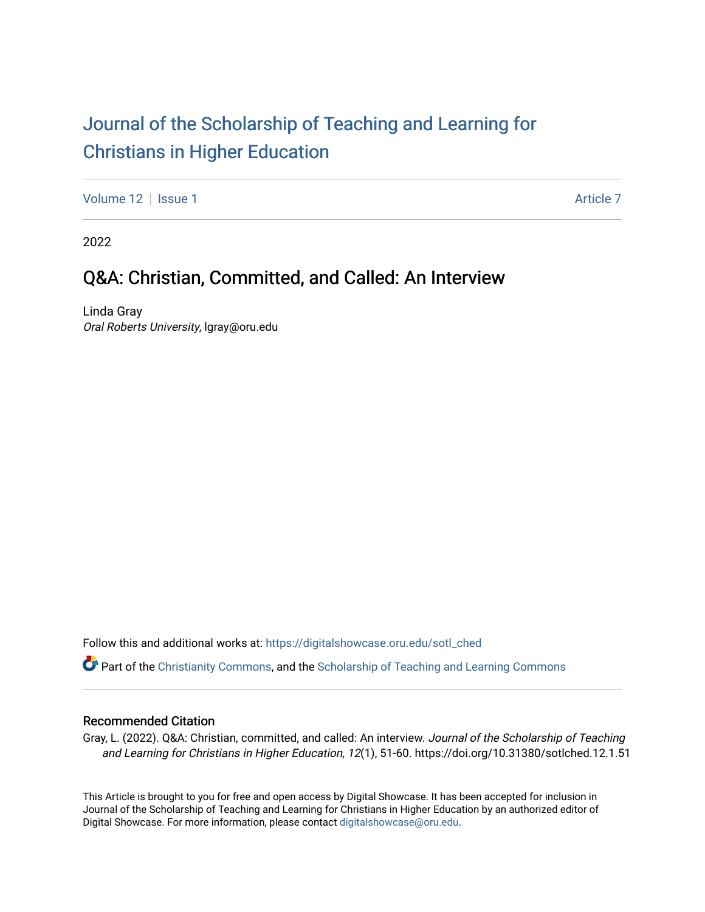# Journal of the Scholarship of Teaching and Learning for Christians in Higher Education

Volume 12 | Issue 1 | Article 7

2022

## Q&A: Christian, Committed, and Called: An Interview

Linda Gray
*Oral Roberts University*, lgray@oru.edu

Follow this and additional works at: https://digitalshowcase.oru.edu/sotl_ched

Part of the Christianity Commons, and the Scholarship of Teaching and Learning Commons

### Recommended Citation

Gray, L. (2022). Q&A: Christian, committed, and called: An interview. *Journal of the Scholarship of Teaching and Learning for Christians in Higher Education, 12*(1), 51-60. https://doi.org/10.31380/sotlched.12.1.51

This Article is brought to you for free and open access by Digital Showcase. It has been accepted for inclusion in Journal of the Scholarship of Teaching and Learning for Christians in Higher Education by an authorized editor of Digital Showcase. For more information, please contact digitalshowcase@oru.edu.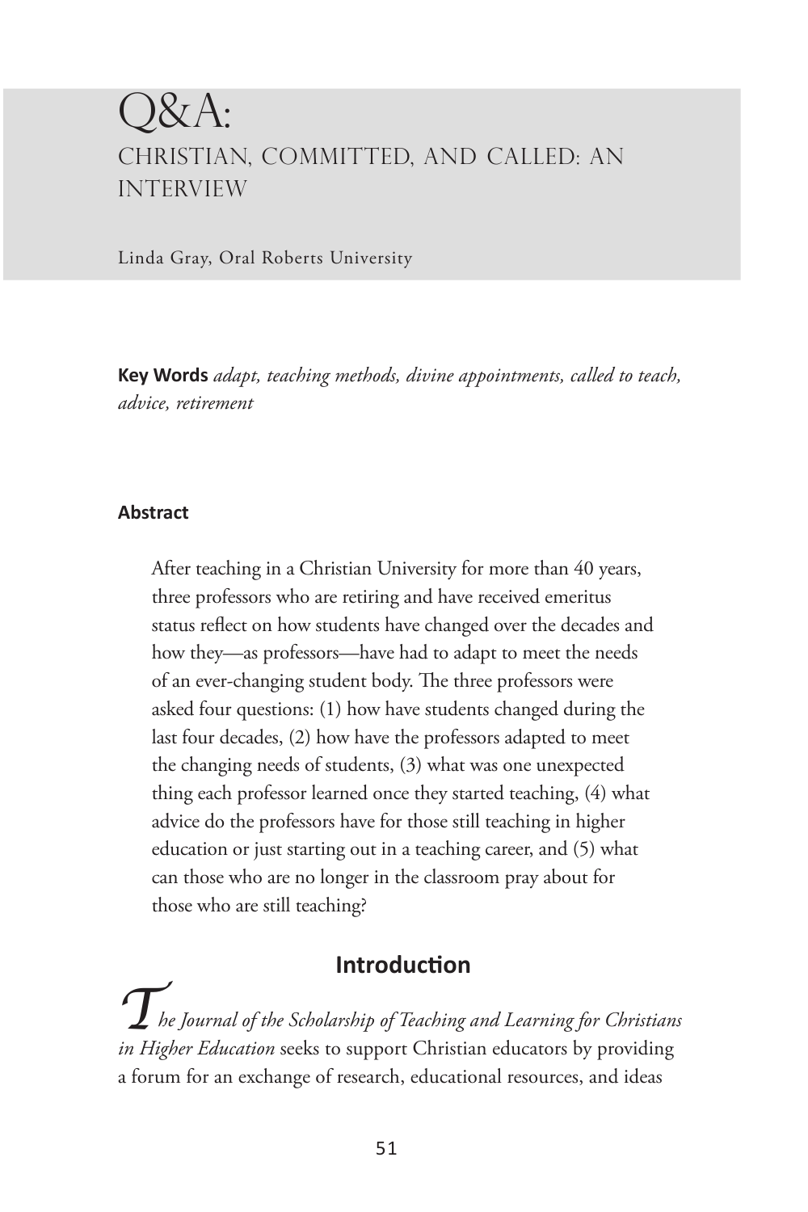# Q&A:

## CHRISTIAN, COMMITTED, AND CALLED: AN INTERVIEW

Linda Gray, Oral Roberts University

**Key Words** *adapt, teaching methods, divine appointments, called to teach, advice, retirement*

### Abstract

After teaching in a Christian University for more than 40 years, three professors who are retiring and have received emeritus status reflect on how students have changed over the decades and how they—as professors—have had to adapt to meet the needs of an ever-changing student body. The three professors were asked four questions: (1) how have students changed during the last four decades, (2) how have the professors adapted to meet the changing needs of students, (3) what was one unexpected thing each professor learned once they started teaching, (4) what advice do the professors have for those still teaching in higher education or just starting out in a teaching career, and (5) what can those who are no longer in the classroom pray about for those who are still teaching?

## Introduction

*The Journal of the Scholarship of Teaching and Learning for Christians in Higher Education* seeks to support Christian educators by providing a forum for an exchange of research, educational resources, and ideas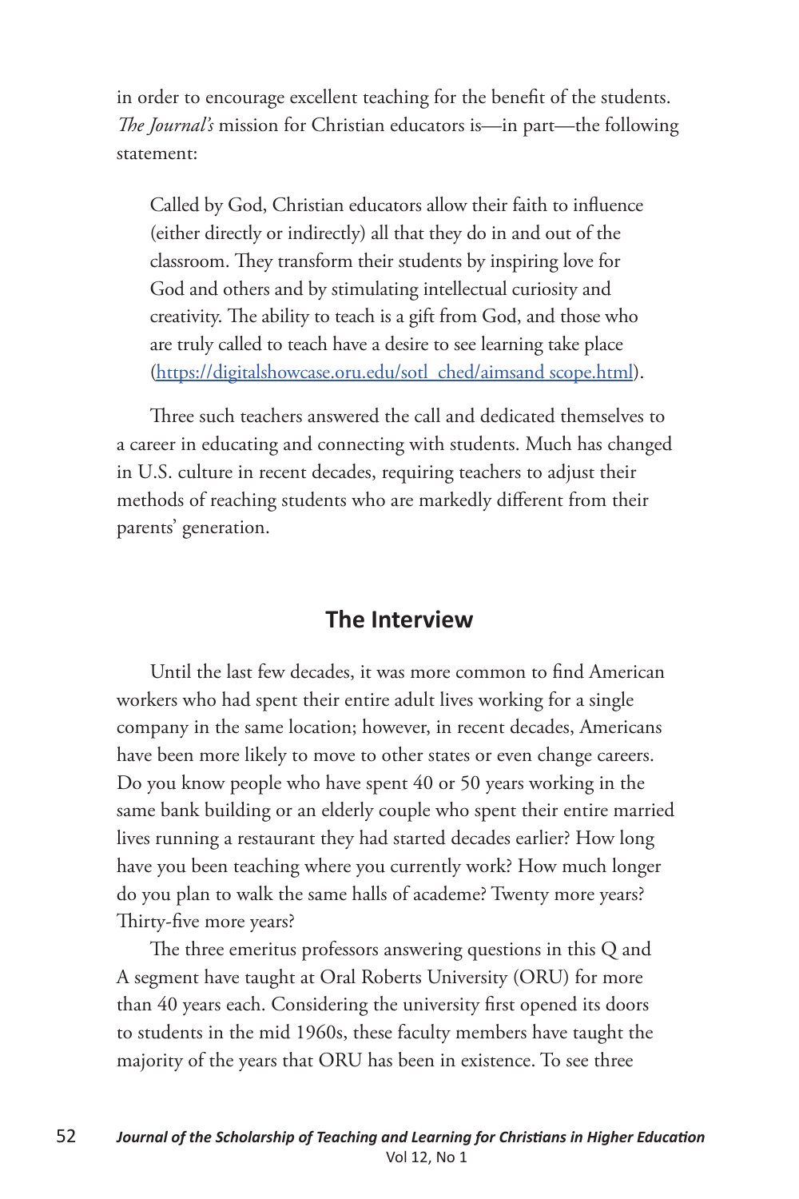in order to encourage excellent teaching for the benefit of the students. *The Journal's* mission for Christian educators is—in part—the following statement:

> Called by God, Christian educators allow their faith to influence (either directly or indirectly) all that they do in and out of the classroom. They transform their students by inspiring love for God and others and by stimulating intellectual curiosity and creativity. The ability to teach is a gift from God, and those who are truly called to teach have a desire to see learning take place (https://digitalshowcase.oru.edu/sotl_ched/aimsand scope.html).

Three such teachers answered the call and dedicated themselves to a career in educating and connecting with students. Much has changed in U.S. culture in recent decades, requiring teachers to adjust their methods of reaching students who are markedly different from their parents' generation.

## The Interview

Until the last few decades, it was more common to find American workers who had spent their entire adult lives working for a single company in the same location; however, in recent decades, Americans have been more likely to move to other states or even change careers. Do you know people who have spent 40 or 50 years working in the same bank building or an elderly couple who spent their entire married lives running a restaurant they had started decades earlier? How long have you been teaching where you currently work? How much longer do you plan to walk the same halls of academe? Twenty more years? Thirty-five more years?

The three emeritus professors answering questions in this Q and A segment have taught at Oral Roberts University (ORU) for more than 40 years each. Considering the university first opened its doors to students in the mid 1960s, these faculty members have taught the majority of the years that ORU has been in existence. To see three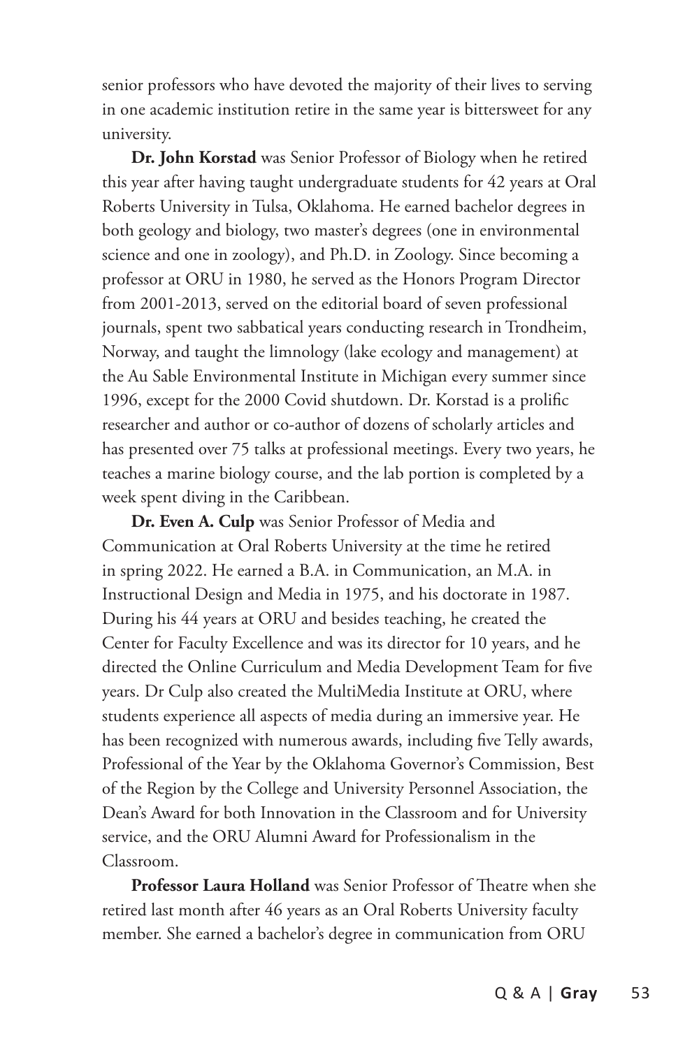senior professors who have devoted the majority of their lives to serving in one academic institution retire in the same year is bittersweet for any university.

**Dr. John Korstad** was Senior Professor of Biology when he retired this year after having taught undergraduate students for 42 years at Oral Roberts University in Tulsa, Oklahoma. He earned bachelor degrees in both geology and biology, two master's degrees (one in environmental science and one in zoology), and Ph.D. in Zoology. Since becoming a professor at ORU in 1980, he served as the Honors Program Director from 2001-2013, served on the editorial board of seven professional journals, spent two sabbatical years conducting research in Trondheim, Norway, and taught the limnology (lake ecology and management) at the Au Sable Environmental Institute in Michigan every summer since 1996, except for the 2000 Covid shutdown. Dr. Korstad is a prolific researcher and author or co-author of dozens of scholarly articles and has presented over 75 talks at professional meetings. Every two years, he teaches a marine biology course, and the lab portion is completed by a week spent diving in the Caribbean.

**Dr. Even A. Culp** was Senior Professor of Media and Communication at Oral Roberts University at the time he retired in spring 2022. He earned a B.A. in Communication, an M.A. in Instructional Design and Media in 1975, and his doctorate in 1987. During his 44 years at ORU and besides teaching, he created the Center for Faculty Excellence and was its director for 10 years, and he directed the Online Curriculum and Media Development Team for five years. Dr Culp also created the MultiMedia Institute at ORU, where students experience all aspects of media during an immersive year. He has been recognized with numerous awards, including five Telly awards, Professional of the Year by the Oklahoma Governor's Commission, Best of the Region by the College and University Personnel Association, the Dean's Award for both Innovation in the Classroom and for University service, and the ORU Alumni Award for Professionalism in the Classroom.

**Professor Laura Holland** was Senior Professor of Theatre when she retired last month after 46 years as an Oral Roberts University faculty member. She earned a bachelor's degree in communication from ORU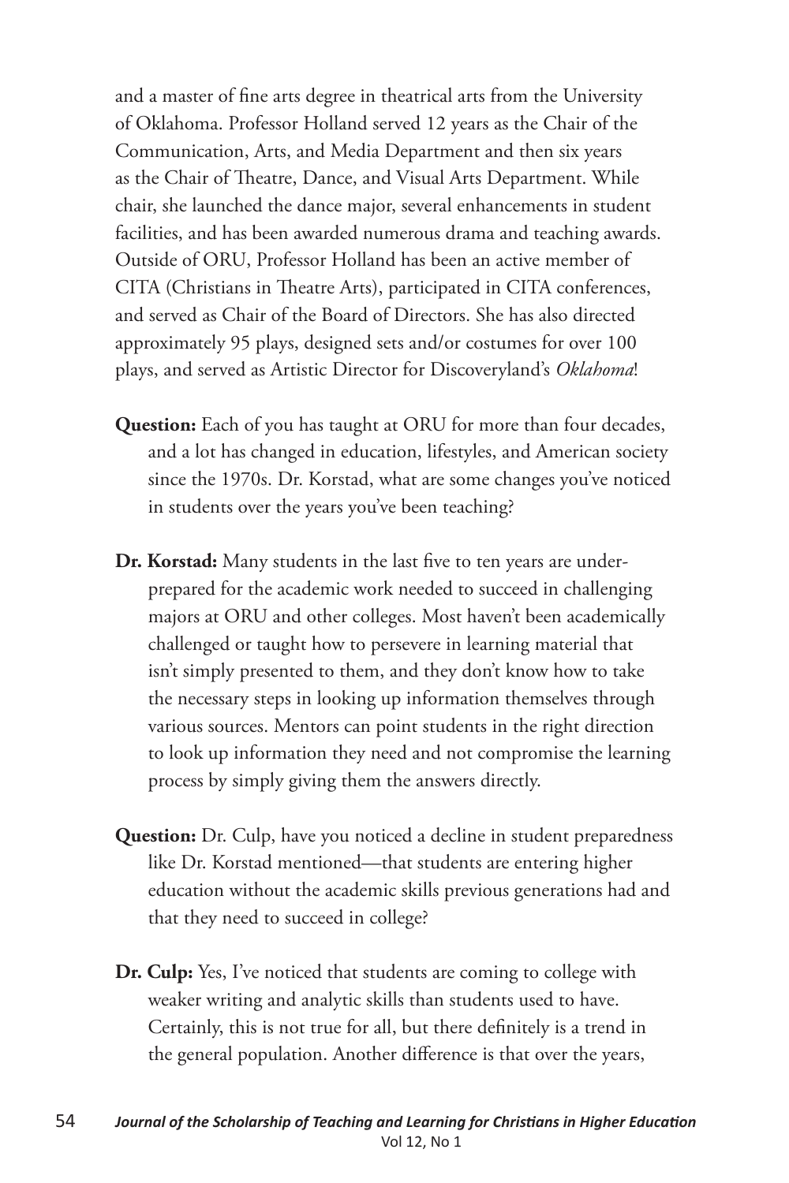and a master of fine arts degree in theatrical arts from the University of Oklahoma. Professor Holland served 12 years as the Chair of the Communication, Arts, and Media Department and then six years as the Chair of Theatre, Dance, and Visual Arts Department. While chair, she launched the dance major, several enhancements in student facilities, and has been awarded numerous drama and teaching awards. Outside of ORU, Professor Holland has been an active member of CITA (Christians in Theatre Arts), participated in CITA conferences, and served as Chair of the Board of Directors. She has also directed approximately 95 plays, designed sets and/or costumes for over 100 plays, and served as Artistic Director for Discoveryland's *Oklahoma*!

**Question:** Each of you has taught at ORU for more than four decades, and a lot has changed in education, lifestyles, and American society since the 1970s. Dr. Korstad, what are some changes you've noticed in students over the years you've been teaching?

**Dr. Korstad:** Many students in the last five to ten years are under-prepared for the academic work needed to succeed in challenging majors at ORU and other colleges. Most haven't been academically challenged or taught how to persevere in learning material that isn't simply presented to them, and they don't know how to take the necessary steps in looking up information themselves through various sources. Mentors can point students in the right direction to look up information they need and not compromise the learning process by simply giving them the answers directly.

**Question:** Dr. Culp, have you noticed a decline in student preparedness like Dr. Korstad mentioned—that students are entering higher education without the academic skills previous generations had and that they need to succeed in college?

**Dr. Culp:** Yes, I've noticed that students are coming to college with weaker writing and analytic skills than students used to have. Certainly, this is not true for all, but there definitely is a trend in the general population. Another difference is that over the years,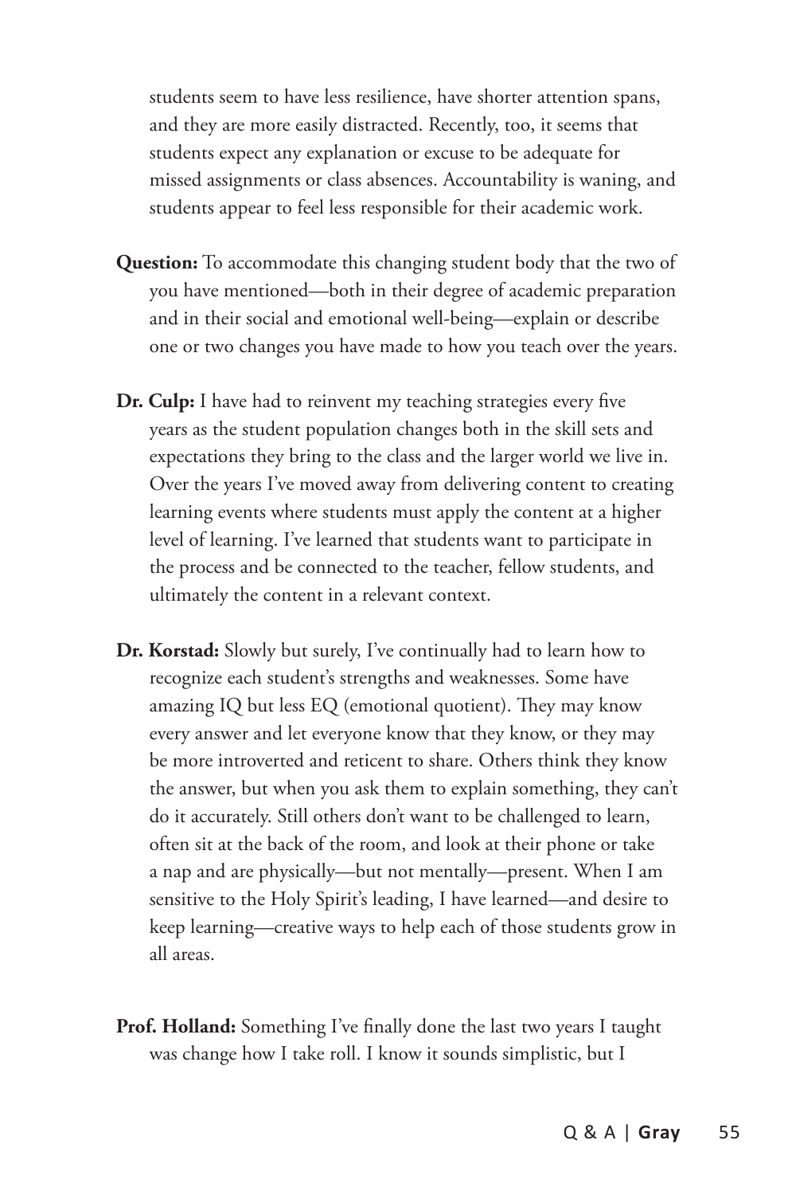students seem to have less resilience, have shorter attention spans, and they are more easily distracted. Recently, too, it seems that students expect any explanation or excuse to be adequate for missed assignments or class absences. Accountability is waning, and students appear to feel less responsible for their academic work.

**Question:** To accommodate this changing student body that the two of you have mentioned—both in their degree of academic preparation and in their social and emotional well-being—explain or describe one or two changes you have made to how you teach over the years.

**Dr. Culp:** I have had to reinvent my teaching strategies every five years as the student population changes both in the skill sets and expectations they bring to the class and the larger world we live in. Over the years I've moved away from delivering content to creating learning events where students must apply the content at a higher level of learning. I've learned that students want to participate in the process and be connected to the teacher, fellow students, and ultimately the content in a relevant context.

**Dr. Korstad:** Slowly but surely, I've continually had to learn how to recognize each student's strengths and weaknesses. Some have amazing IQ but less EQ (emotional quotient). They may know every answer and let everyone know that they know, or they may be more introverted and reticent to share. Others think they know the answer, but when you ask them to explain something, they can't do it accurately. Still others don't want to be challenged to learn, often sit at the back of the room, and look at their phone or take a nap and are physically—but not mentally—present. When I am sensitive to the Holy Spirit's leading, I have learned—and desire to keep learning—creative ways to help each of those students grow in all areas.

**Prof. Holland:** Something I've finally done the last two years I taught was change how I take roll. I know it sounds simplistic, but I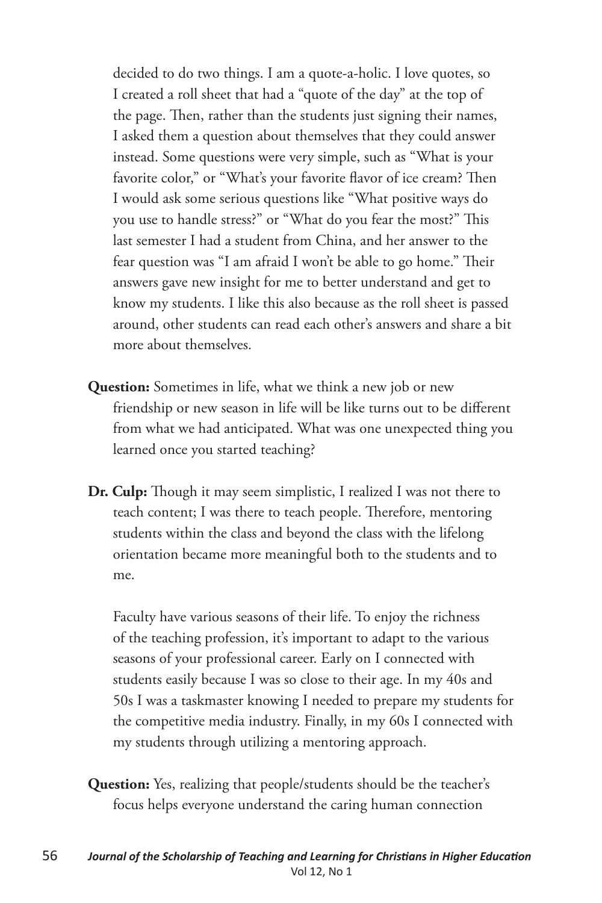decided to do two things. I am a quote-a-holic. I love quotes, so I created a roll sheet that had a "quote of the day" at the top of the page. Then, rather than the students just signing their names, I asked them a question about themselves that they could answer instead. Some questions were very simple, such as "What is your favorite color," or "What's your favorite flavor of ice cream? Then I would ask some serious questions like "What positive ways do you use to handle stress?" or "What do you fear the most?" This last semester I had a student from China, and her answer to the fear question was "I am afraid I won't be able to go home." Their answers gave new insight for me to better understand and get to know my students. I like this also because as the roll sheet is passed around, other students can read each other's answers and share a bit more about themselves.

**Question:** Sometimes in life, what we think a new job or new friendship or new season in life will be like turns out to be different from what we had anticipated. What was one unexpected thing you learned once you started teaching?

**Dr. Culp:** Though it may seem simplistic, I realized I was not there to teach content; I was there to teach people. Therefore, mentoring students within the class and beyond the class with the lifelong orientation became more meaningful both to the students and to me.

Faculty have various seasons of their life. To enjoy the richness of the teaching profession, it's important to adapt to the various seasons of your professional career. Early on I connected with students easily because I was so close to their age. In my 40s and 50s I was a taskmaster knowing I needed to prepare my students for the competitive media industry. Finally, in my 60s I connected with my students through utilizing a mentoring approach.

**Question:** Yes, realizing that people/students should be the teacher's focus helps everyone understand the caring human connection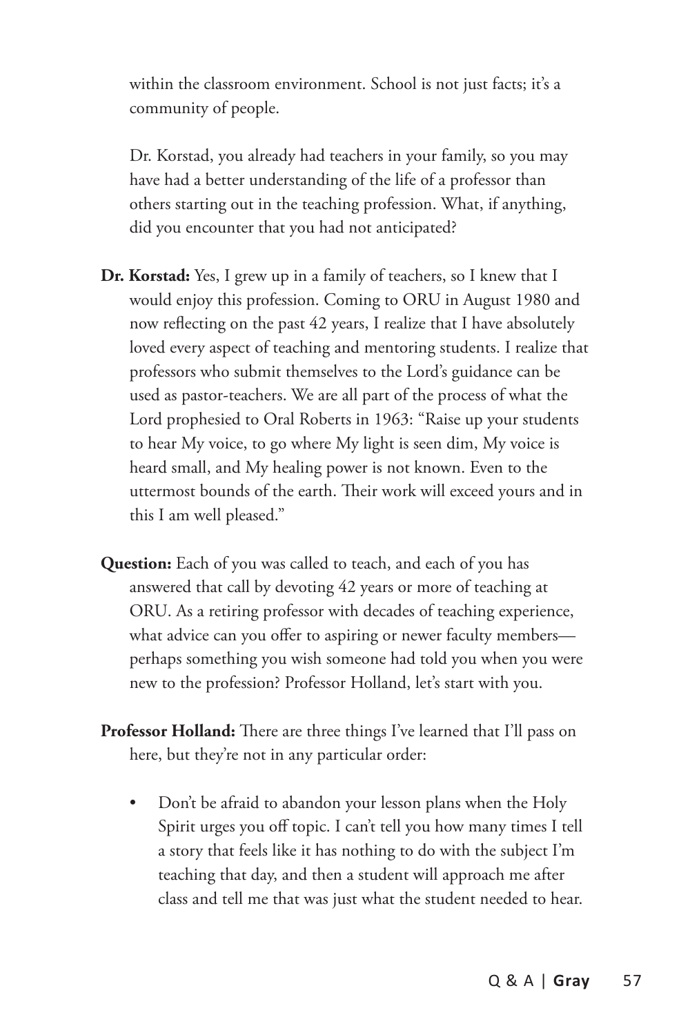within the classroom environment. School is not just facts; it's a community of people.

Dr. Korstad, you already had teachers in your family, so you may have had a better understanding of the life of a professor than others starting out in the teaching profession. What, if anything, did you encounter that you had not anticipated?

**Dr. Korstad:** Yes, I grew up in a family of teachers, so I knew that I would enjoy this profession. Coming to ORU in August 1980 and now reflecting on the past 42 years, I realize that I have absolutely loved every aspect of teaching and mentoring students. I realize that professors who submit themselves to the Lord's guidance can be used as pastor-teachers. We are all part of the process of what the Lord prophesied to Oral Roberts in 1963: "Raise up your students to hear My voice, to go where My light is seen dim, My voice is heard small, and My healing power is not known. Even to the uttermost bounds of the earth. Their work will exceed yours and in this I am well pleased."

**Question:** Each of you was called to teach, and each of you has answered that call by devoting 42 years or more of teaching at ORU. As a retiring professor with decades of teaching experience, what advice can you offer to aspiring or newer faculty members—perhaps something you wish someone had told you when you were new to the profession? Professor Holland, let's start with you.

**Professor Holland:** There are three things I've learned that I'll pass on here, but they're not in any particular order:

- Don't be afraid to abandon your lesson plans when the Holy Spirit urges you off topic. I can't tell you how many times I tell a story that feels like it has nothing to do with the subject I'm teaching that day, and then a student will approach me after class and tell me that was just what the student needed to hear.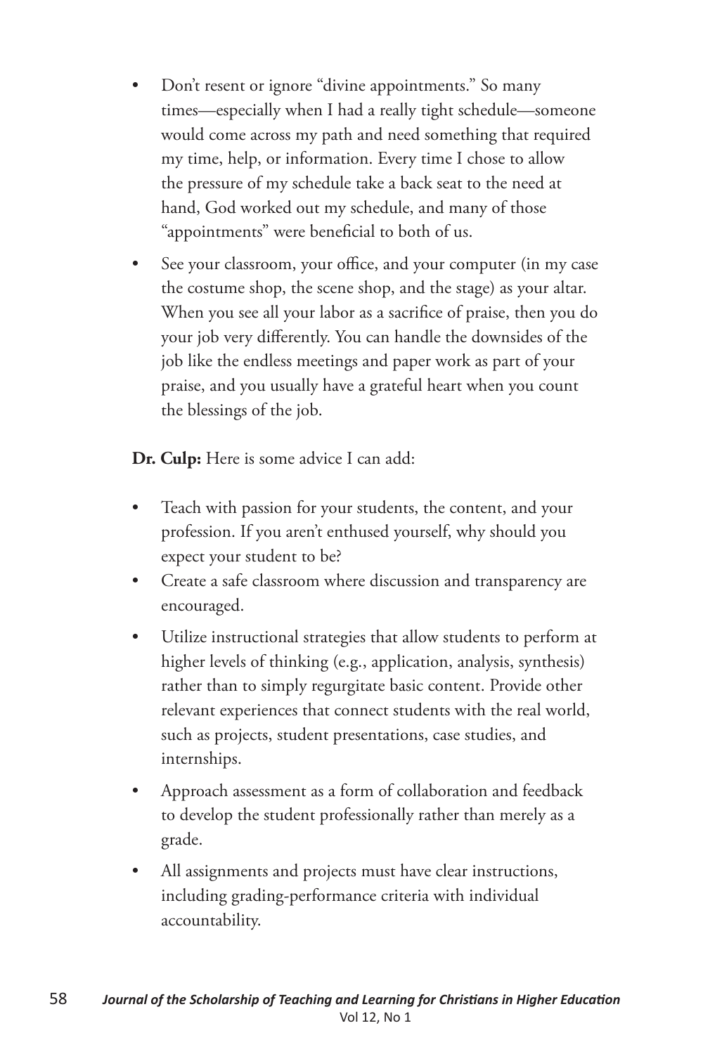- Don't resent or ignore "divine appointments." So many times—especially when I had a really tight schedule—someone would come across my path and need something that required my time, help, or information. Every time I chose to allow the pressure of my schedule take a back seat to the need at hand, God worked out my schedule, and many of those "appointments" were beneficial to both of us.
- See your classroom, your office, and your computer (in my case the costume shop, the scene shop, and the stage) as your altar. When you see all your labor as a sacrifice of praise, then you do your job very differently. You can handle the downsides of the job like the endless meetings and paper work as part of your praise, and you usually have a grateful heart when you count the blessings of the job.

**Dr. Culp:** Here is some advice I can add:

- Teach with passion for your students, the content, and your profession. If you aren't enthused yourself, why should you expect your student to be?
- Create a safe classroom where discussion and transparency are encouraged.
- Utilize instructional strategies that allow students to perform at higher levels of thinking (e.g., application, analysis, synthesis) rather than to simply regurgitate basic content. Provide other relevant experiences that connect students with the real world, such as projects, student presentations, case studies, and internships.
- Approach assessment as a form of collaboration and feedback to develop the student professionally rather than merely as a grade.
- All assignments and projects must have clear instructions, including grading-performance criteria with individual accountability.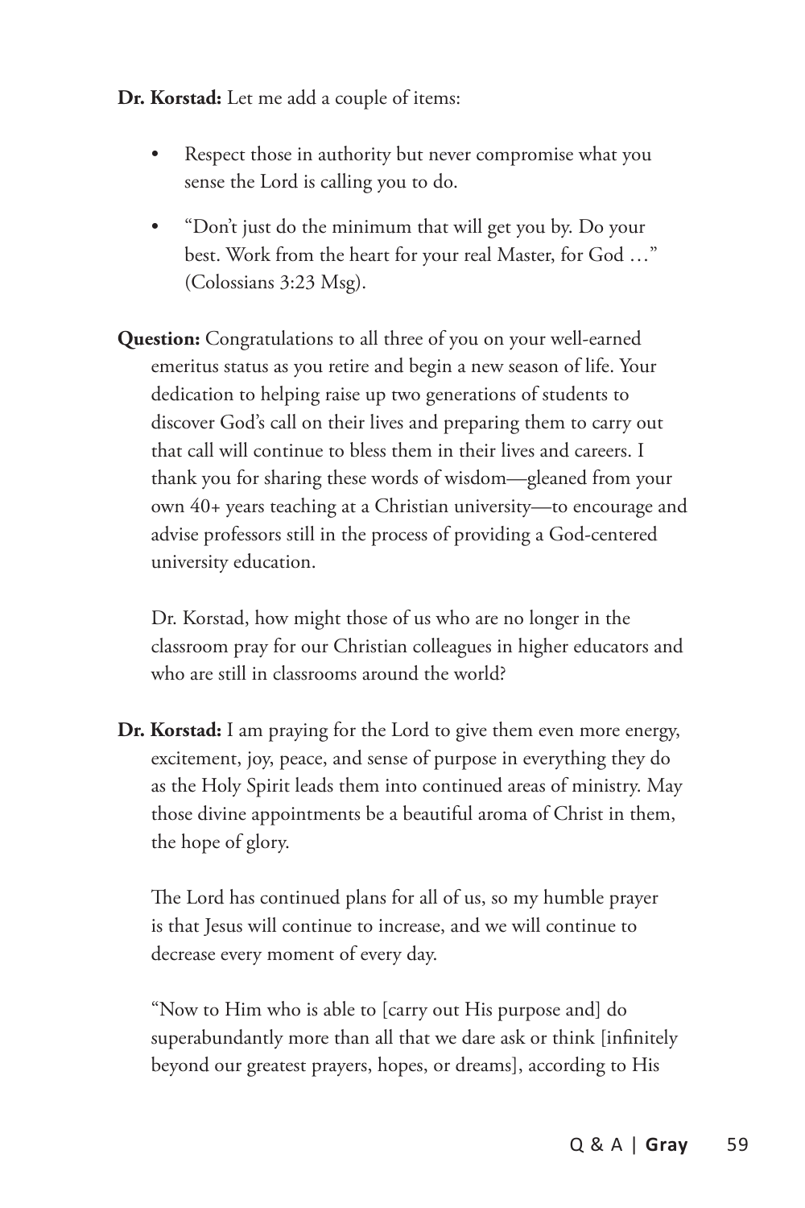**Dr. Korstad:** Let me add a couple of items:

- Respect those in authority but never compromise what you sense the Lord is calling you to do.
- "Don't just do the minimum that will get you by. Do your best. Work from the heart for your real Master, for God …" (Colossians 3:23 Msg).

**Question:** Congratulations to all three of you on your well-earned emeritus status as you retire and begin a new season of life. Your dedication to helping raise up two generations of students to discover God's call on their lives and preparing them to carry out that call will continue to bless them in their lives and careers. I thank you for sharing these words of wisdom—gleaned from your own 40+ years teaching at a Christian university—to encourage and advise professors still in the process of providing a God-centered university education.

Dr. Korstad, how might those of us who are no longer in the classroom pray for our Christian colleagues in higher educators and who are still in classrooms around the world?

**Dr. Korstad:** I am praying for the Lord to give them even more energy, excitement, joy, peace, and sense of purpose in everything they do as the Holy Spirit leads them into continued areas of ministry. May those divine appointments be a beautiful aroma of Christ in them, the hope of glory.

The Lord has continued plans for all of us, so my humble prayer is that Jesus will continue to increase, and we will continue to decrease every moment of every day.

"Now to Him who is able to [carry out His purpose and] do superabundantly more than all that we dare ask or think [infinitely beyond our greatest prayers, hopes, or dreams], according to His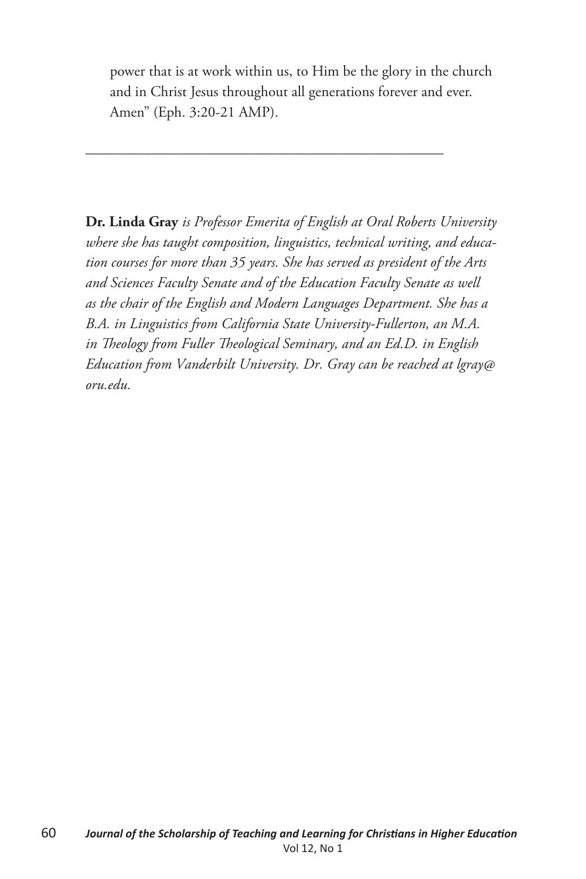power that is at work within us, to Him be the glory in the church and in Christ Jesus throughout all generations forever and ever. Amen" (Eph. 3:20-21 AMP).

---

**Dr. Linda Gray** *is Professor Emerita of English at Oral Roberts University where she has taught composition, linguistics, technical writing, and education courses for more than 35 years. She has served as president of the Arts and Sciences Faculty Senate and of the Education Faculty Senate as well as the chair of the English and Modern Languages Department. She has a B.A. in Linguistics from California State University-Fullerton, an M.A. in Theology from Fuller Theological Seminary, and an Ed.D. in English Education from Vanderbilt University. Dr. Gray can be reached at lgray@oru.edu.*